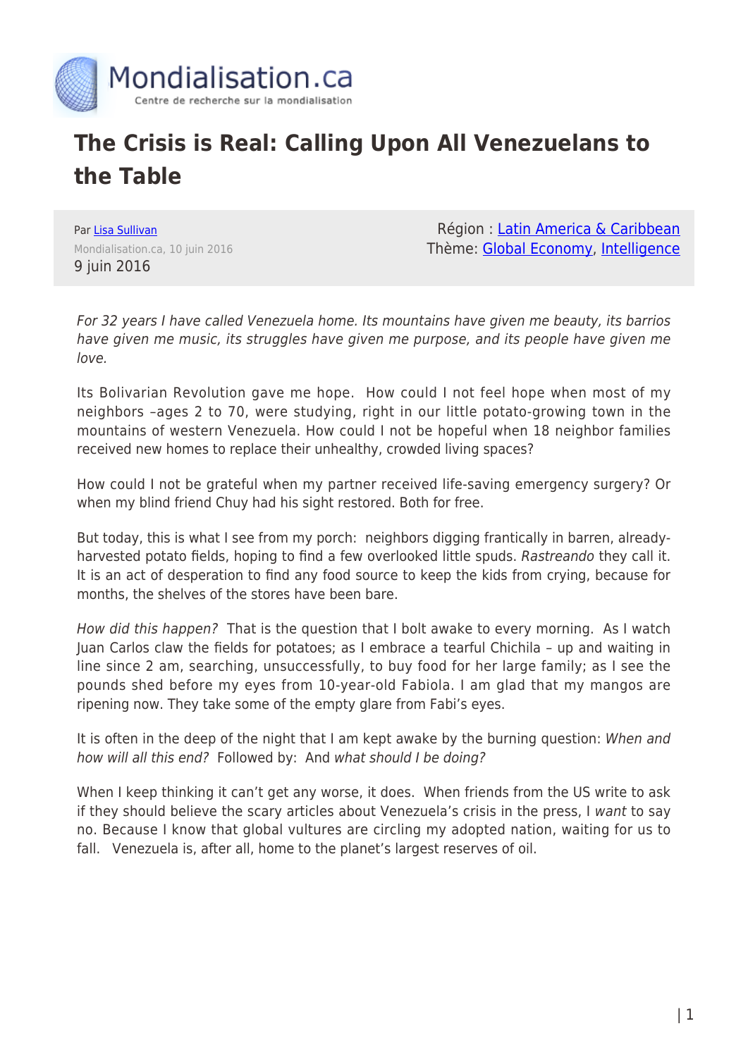# The Crisis is Real: Calling Upon All Venezuelans to the Table

Par [Lisa Sullivan](#)
Mondialisation.ca, 10 juin 2016
9 juin 2016

Région : [Latin America & Caribbean](#)
Thème: [Global Economy](#), [Intelligence](#)

*For 32 years I have called Venezuela home. Its mountains have given me beauty, its barrios have given me music, its struggles have given me purpose, and its people have given me love.*

Its Bolivarian Revolution gave me hope. How could I not feel hope when most of my neighbors –ages 2 to 70, were studying, right in our little potato-growing town in the mountains of western Venezuela. How could I not be hopeful when 18 neighbor families received new homes to replace their unhealthy, crowded living spaces?

How could I not be grateful when my partner received life-saving emergency surgery? Or when my blind friend Chuy had his sight restored. Both for free.

But today, this is what I see from my porch: neighbors digging frantically in barren, already-harvested potato fields, hoping to find a few overlooked little spuds. *Rastreando* they call it. It is an act of desperation to find any food source to keep the kids from crying, because for months, the shelves of the stores have been bare.

*How did this happen?* That is the question that I bolt awake to every morning. As I watch Juan Carlos claw the fields for potatoes; as I embrace a tearful Chichila – up and waiting in line since 2 am, searching, unsuccessfully, to buy food for her large family; as I see the pounds shed before my eyes from 10-year-old Fabiola. I am glad that my mangos are ripening now. They take some of the empty glare from Fabi's eyes.

It is often in the deep of the night that I am kept awake by the burning question: *When and how will all this end?* Followed by: And *what should I be doing?*

When I keep thinking it can't get any worse, it does. When friends from the US write to ask if they should believe the scary articles about Venezuela's crisis in the press, I *want* to say no. Because I know that global vultures are circling my adopted nation, waiting for us to fall. Venezuela is, after all, home to the planet's largest reserves of oil.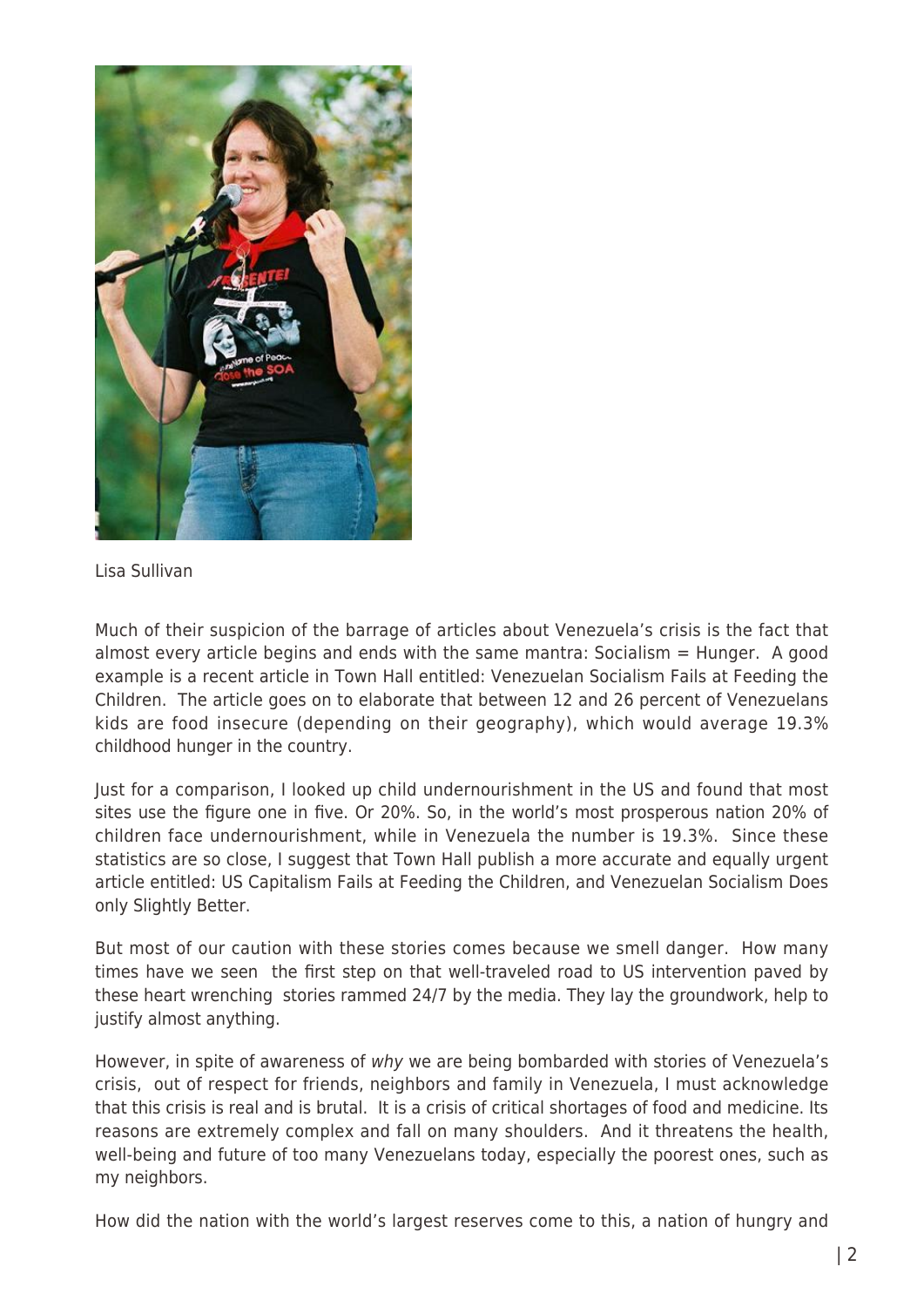Lisa Sullivan

Much of their suspicion of the barrage of articles about Venezuela's crisis is the fact that almost every article begins and ends with the same mantra: Socialism = Hunger. A good example is a recent article in Town Hall entitled: Venezuelan Socialism Fails at Feeding the Children. The article goes on to elaborate that between 12 and 26 percent of Venezuelans kids are food insecure (depending on their geography), which would average 19.3% childhood hunger in the country.

Just for a comparison, I looked up child undernourishment in the US and found that most sites use the figure one in five. Or 20%. So, in the world's most prosperous nation 20% of children face undernourishment, while in Venezuela the number is 19.3%. Since these statistics are so close, I suggest that Town Hall publish a more accurate and equally urgent article entitled: US Capitalism Fails at Feeding the Children, and Venezuelan Socialism Does only Slightly Better.

But most of our caution with these stories comes because we smell danger. How many times have we seen the first step on that well-traveled road to US intervention paved by these heart wrenching stories rammed 24/7 by the media. They lay the groundwork, help to justify almost anything.

However, in spite of awareness of *why* we are being bombarded with stories of Venezuela's crisis, out of respect for friends, neighbors and family in Venezuela, I must acknowledge that this crisis is real and is brutal. It is a crisis of critical shortages of food and medicine. Its reasons are extremely complex and fall on many shoulders. And it threatens the health, well-being and future of too many Venezuelans today, especially the poorest ones, such as my neighbors.

How did the nation with the world's largest reserves come to this, a nation of hungry and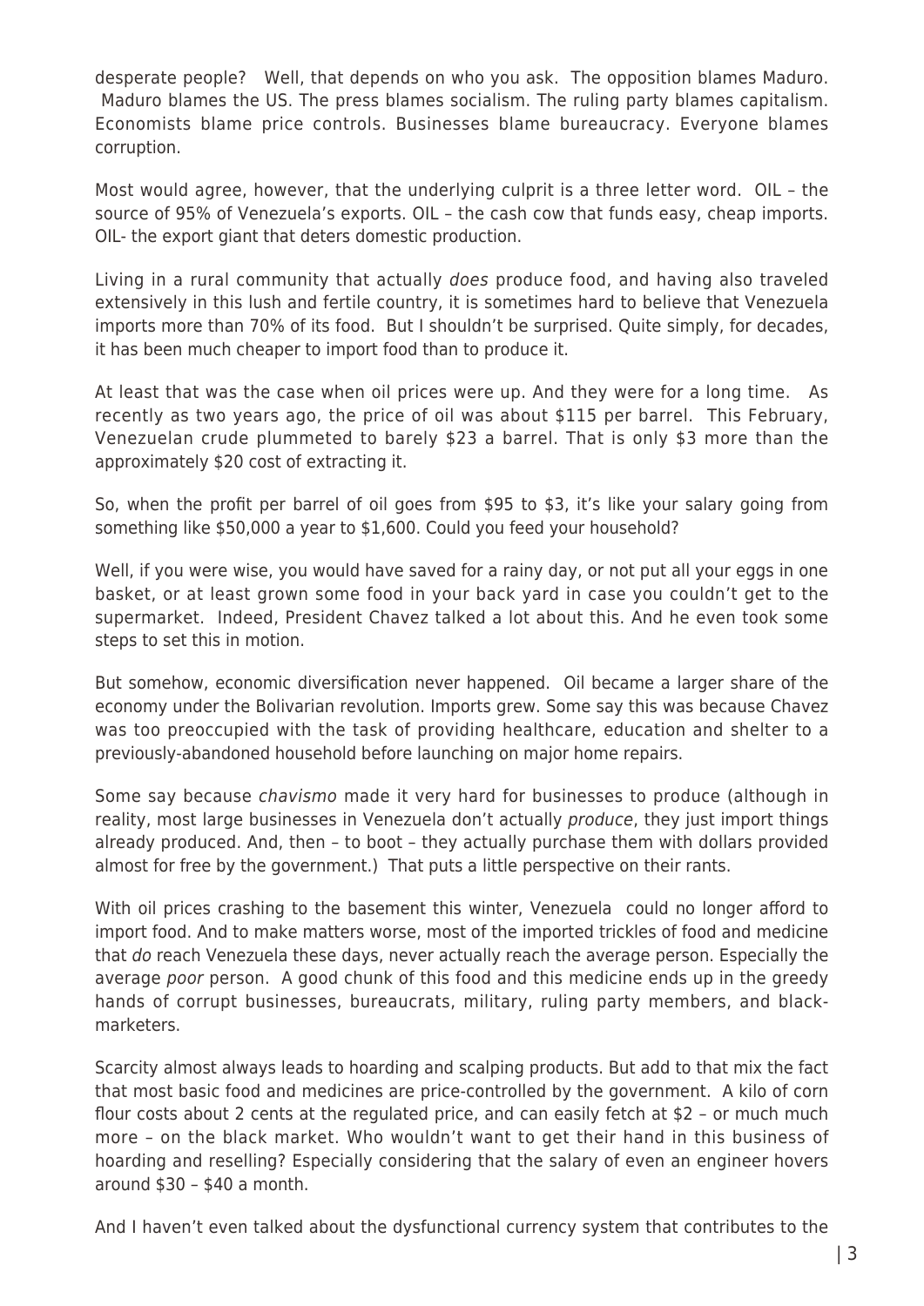desperate people? Well, that depends on who you ask. The opposition blames Maduro. Maduro blames the US. The press blames socialism. The ruling party blames capitalism. Economists blame price controls. Businesses blame bureaucracy. Everyone blames corruption.

Most would agree, however, that the underlying culprit is a three letter word. OIL – the source of 95% of Venezuela's exports. OIL – the cash cow that funds easy, cheap imports. OIL- the export giant that deters domestic production.

Living in a rural community that actually *does* produce food, and having also traveled extensively in this lush and fertile country, it is sometimes hard to believe that Venezuela imports more than 70% of its food. But I shouldn't be surprised. Quite simply, for decades, it has been much cheaper to import food than to produce it.

At least that was the case when oil prices were up. And they were for a long time. As recently as two years ago, the price of oil was about $115 per barrel. This February, Venezuelan crude plummeted to barely $23 a barrel. That is only $3 more than the approximately $20 cost of extracting it.

So, when the profit per barrel of oil goes from $95 to $3, it's like your salary going from something like $50,000 a year to $1,600. Could you feed your household?

Well, if you were wise, you would have saved for a rainy day, or not put all your eggs in one basket, or at least grown some food in your back yard in case you couldn't get to the supermarket. Indeed, President Chavez talked a lot about this. And he even took some steps to set this in motion.

But somehow, economic diversification never happened. Oil became a larger share of the economy under the Bolivarian revolution. Imports grew. Some say this was because Chavez was too preoccupied with the task of providing healthcare, education and shelter to a previously-abandoned household before launching on major home repairs.

Some say because *chavismo* made it very hard for businesses to produce (although in reality, most large businesses in Venezuela don't actually *produce*, they just import things already produced. And, then – to boot – they actually purchase them with dollars provided almost for free by the government.) That puts a little perspective on their rants.

With oil prices crashing to the basement this winter, Venezuela could no longer afford to import food. And to make matters worse, most of the imported trickles of food and medicine that *do* reach Venezuela these days, never actually reach the average person. Especially the average *poor* person. A good chunk of this food and this medicine ends up in the greedy hands of corrupt businesses, bureaucrats, military, ruling party members, and black-marketers.

Scarcity almost always leads to hoarding and scalping products. But add to that mix the fact that most basic food and medicines are price-controlled by the government. A kilo of corn flour costs about 2 cents at the regulated price, and can easily fetch at $2 – or much much more – on the black market. Who wouldn't want to get their hand in this business of hoarding and reselling? Especially considering that the salary of even an engineer hovers around $30 – $40 a month.

And I haven't even talked about the dysfunctional currency system that contributes to the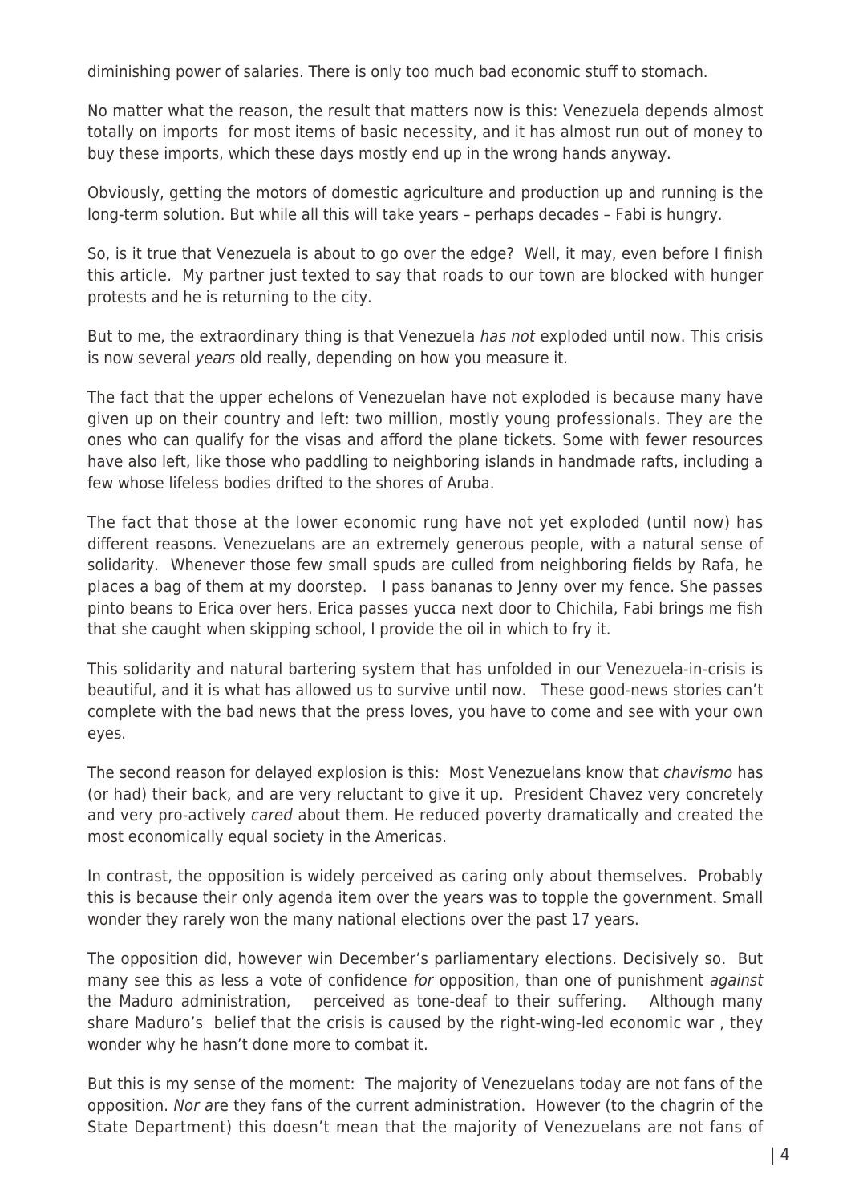diminishing power of salaries. There is only too much bad economic stuff to stomach.

No matter what the reason, the result that matters now is this: Venezuela depends almost totally on imports for most items of basic necessity, and it has almost run out of money to buy these imports, which these days mostly end up in the wrong hands anyway.

Obviously, getting the motors of domestic agriculture and production up and running is the long-term solution. But while all this will take years – perhaps decades – Fabi is hungry.

So, is it true that Venezuela is about to go over the edge? Well, it may, even before I finish this article. My partner just texted to say that roads to our town are blocked with hunger protests and he is returning to the city.

But to me, the extraordinary thing is that Venezuela *has not* exploded until now. This crisis is now several *years* old really, depending on how you measure it.

The fact that the upper echelons of Venezuelan have not exploded is because many have given up on their country and left: two million, mostly young professionals. They are the ones who can qualify for the visas and afford the plane tickets. Some with fewer resources have also left, like those who paddling to neighboring islands in handmade rafts, including a few whose lifeless bodies drifted to the shores of Aruba.

The fact that those at the lower economic rung have not yet exploded (until now) has different reasons. Venezuelans are an extremely generous people, with a natural sense of solidarity. Whenever those few small spuds are culled from neighboring fields by Rafa, he places a bag of them at my doorstep. I pass bananas to Jenny over my fence. She passes pinto beans to Erica over hers. Erica passes yucca next door to Chichila, Fabi brings me fish that she caught when skipping school, I provide the oil in which to fry it.

This solidarity and natural bartering system that has unfolded in our Venezuela-in-crisis is beautiful, and it is what has allowed us to survive until now. These good-news stories can't complete with the bad news that the press loves, you have to come and see with your own eyes.

The second reason for delayed explosion is this: Most Venezuelans know that *chavismo* has (or had) their back, and are very reluctant to give it up. President Chavez very concretely and very pro-actively *cared* about them. He reduced poverty dramatically and created the most economically equal society in the Americas.

In contrast, the opposition is widely perceived as caring only about themselves. Probably this is because their only agenda item over the years was to topple the government. Small wonder they rarely won the many national elections over the past 17 years.

The opposition did, however win December's parliamentary elections. Decisively so. But many see this as less a vote of confidence *for* opposition, than one of punishment *against* the Maduro administration, perceived as tone-deaf to their suffering. Although many share Maduro's belief that the crisis is caused by the right-wing-led economic war , they wonder why he hasn't done more to combat it.

But this is my sense of the moment: The majority of Venezuelans today are not fans of the opposition. *Nor a*re they fans of the current administration. However (to the chagrin of the State Department) this doesn't mean that the majority of Venezuelans are not fans of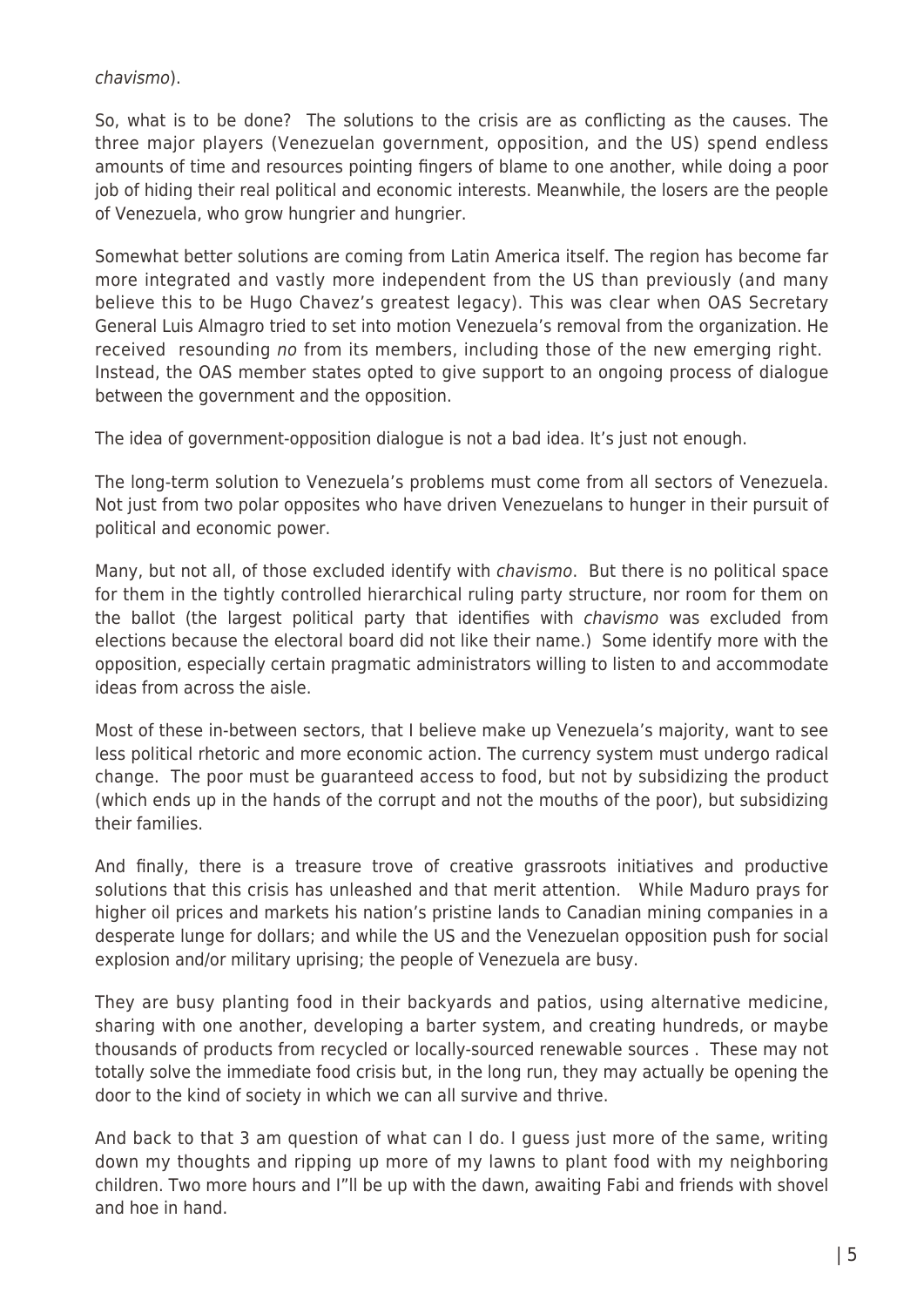*chavismo*).

So, what is to be done? The solutions to the crisis are as conflicting as the causes. The three major players (Venezuelan government, opposition, and the US) spend endless amounts of time and resources pointing fingers of blame to one another, while doing a poor job of hiding their real political and economic interests. Meanwhile, the losers are the people of Venezuela, who grow hungrier and hungrier.

Somewhat better solutions are coming from Latin America itself. The region has become far more integrated and vastly more independent from the US than previously (and many believe this to be Hugo Chavez's greatest legacy). This was clear when OAS Secretary General Luis Almagro tried to set into motion Venezuela's removal from the organization. He received resounding *no* from its members, including those of the new emerging right. Instead, the OAS member states opted to give support to an ongoing process of dialogue between the government and the opposition.

The idea of government-opposition dialogue is not a bad idea. It's just not enough.

The long-term solution to Venezuela's problems must come from all sectors of Venezuela. Not just from two polar opposites who have driven Venezuelans to hunger in their pursuit of political and economic power.

Many, but not all, of those excluded identify with *chavismo*. But there is no political space for them in the tightly controlled hierarchical ruling party structure, nor room for them on the ballot (the largest political party that identifies with *chavismo* was excluded from elections because the electoral board did not like their name.) Some identify more with the opposition, especially certain pragmatic administrators willing to listen to and accommodate ideas from across the aisle.

Most of these in-between sectors, that I believe make up Venezuela's majority, want to see less political rhetoric and more economic action. The currency system must undergo radical change. The poor must be guaranteed access to food, but not by subsidizing the product (which ends up in the hands of the corrupt and not the mouths of the poor), but subsidizing their families.

And finally, there is a treasure trove of creative grassroots initiatives and productive solutions that this crisis has unleashed and that merit attention. While Maduro prays for higher oil prices and markets his nation's pristine lands to Canadian mining companies in a desperate lunge for dollars; and while the US and the Venezuelan opposition push for social explosion and/or military uprising; the people of Venezuela are busy.

They are busy planting food in their backyards and patios, using alternative medicine, sharing with one another, developing a barter system, and creating hundreds, or maybe thousands of products from recycled or locally-sourced renewable sources . These may not totally solve the immediate food crisis but, in the long run, they may actually be opening the door to the kind of society in which we can all survive and thrive.

And back to that 3 am question of what can I do. I guess just more of the same, writing down my thoughts and ripping up more of my lawns to plant food with my neighboring children. Two more hours and I"ll be up with the dawn, awaiting Fabi and friends with shovel and hoe in hand.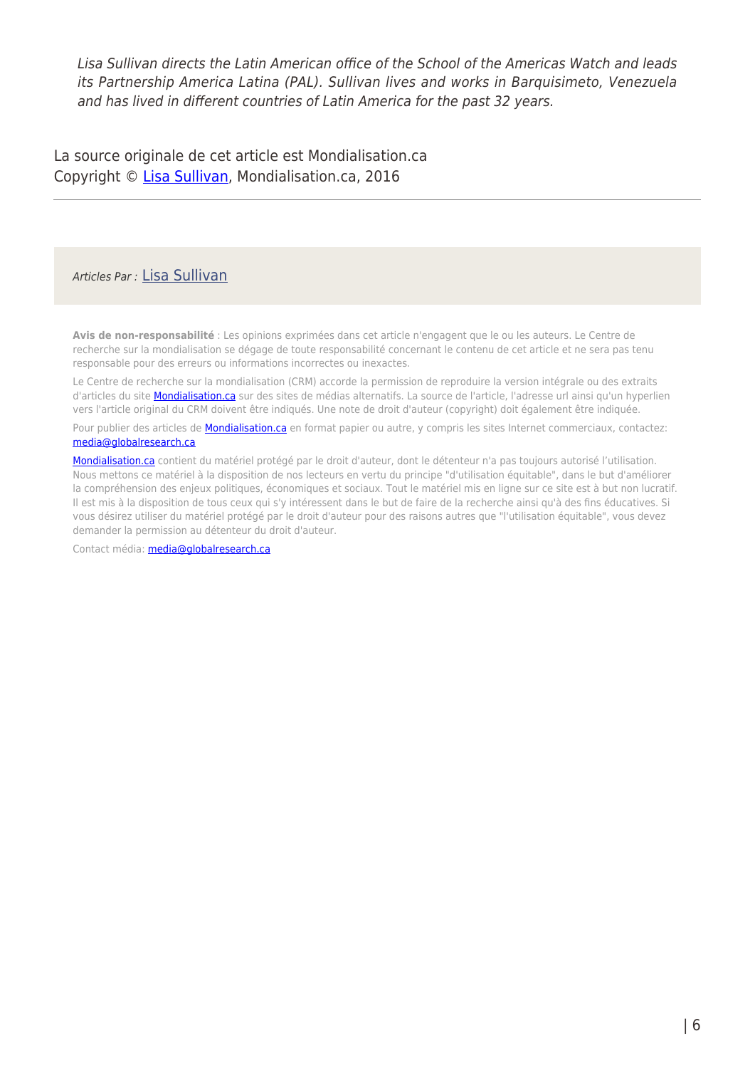*Lisa Sullivan directs the Latin American office of the School of the Americas Watch and leads its Partnership America Latina (PAL). Sullivan lives and works in Barquisimeto, Venezuela and has lived in different countries of Latin America for the past 32 years.*

La source originale de cet article est Mondialisation.ca
Copyright © Lisa Sullivan, Mondialisation.ca, 2016

---

*Articles Par :* Lisa Sullivan

**Avis de non-responsabilité** : Les opinions exprimées dans cet article n'engagent que le ou les auteurs. Le Centre de recherche sur la mondialisation se dégage de toute responsabilité concernant le contenu de cet article et ne sera pas tenu responsable pour des erreurs ou informations incorrectes ou inexactes.

Le Centre de recherche sur la mondialisation (CRM) accorde la permission de reproduire la version intégrale ou des extraits d'articles du site Mondialisation.ca sur des sites de médias alternatifs. La source de l'article, l'adresse url ainsi qu'un hyperlien vers l'article original du CRM doivent être indiqués. Une note de droit d'auteur (copyright) doit également être indiquée.

Pour publier des articles de Mondialisation.ca en format papier ou autre, y compris les sites Internet commerciaux, contactez: media@globalresearch.ca

Mondialisation.ca contient du matériel protégé par le droit d'auteur, dont le détenteur n'a pas toujours autorisé l'utilisation. Nous mettons ce matériel à la disposition de nos lecteurs en vertu du principe "d'utilisation équitable", dans le but d'améliorer la compréhension des enjeux politiques, économiques et sociaux. Tout le matériel mis en ligne sur ce site est à but non lucratif. Il est mis à la disposition de tous ceux qui s'y intéressent dans le but de faire de la recherche ainsi qu'à des fins éducatives. Si vous désirez utiliser du matériel protégé par le droit d'auteur pour des raisons autres que "l'utilisation équitable", vous devez demander la permission au détenteur du droit d'auteur.

Contact média: media@globalresearch.ca